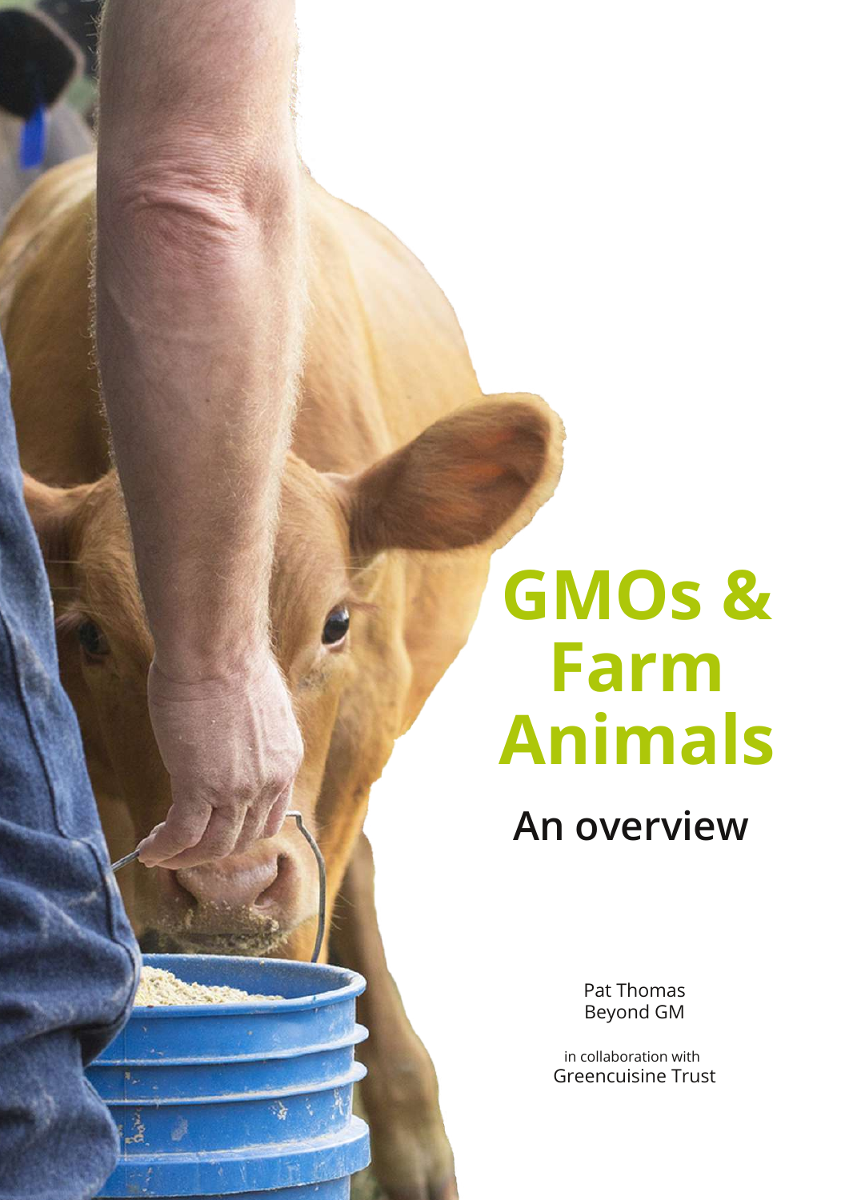# GMOs & Farm Animals

## An overview

Pat Thomas
Beyond GM

in collaboration with
Greencuisine Trust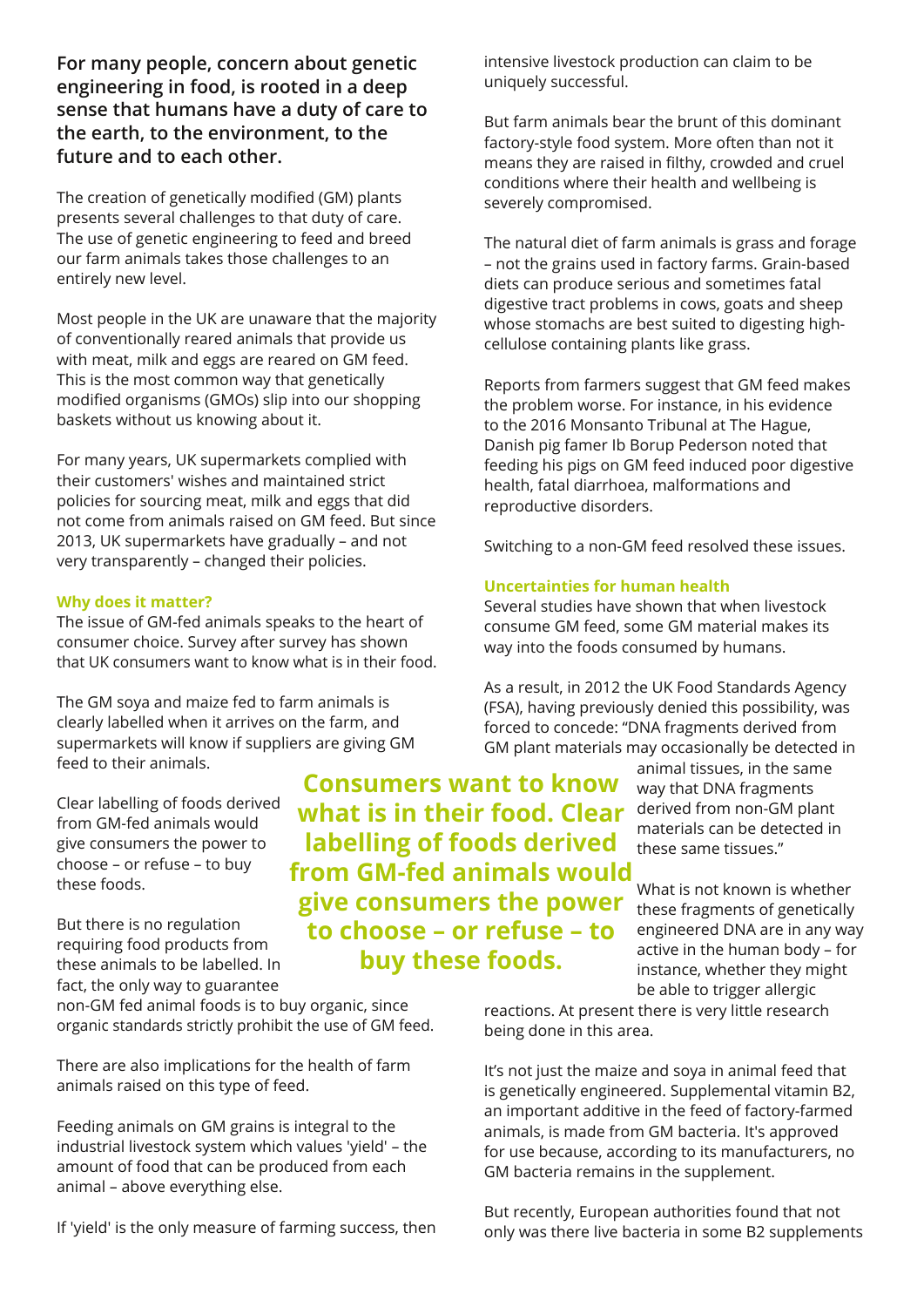**For many people, concern about genetic engineering in food, is rooted in a deep sense that humans have a duty of care to the earth, to the environment, to the future and to each other.**

The creation of genetically modified (GM) plants presents several challenges to that duty of care. The use of genetic engineering to feed and breed our farm animals takes those challenges to an entirely new level.

Most people in the UK are unaware that the majority of conventionally reared animals that provide us with meat, milk and eggs are reared on GM feed. This is the most common way that genetically modified organisms (GMOs) slip into our shopping baskets without us knowing about it.

For many years, UK supermarkets complied with their customers' wishes and maintained strict policies for sourcing meat, milk and eggs that did not come from animals raised on GM feed. But since 2013, UK supermarkets have gradually – and not very transparently – changed their policies.

### Why does it matter?

The issue of GM-fed animals speaks to the heart of consumer choice. Survey after survey has shown that UK consumers want to know what is in their food.

The GM soya and maize fed to farm animals is clearly labelled when it arrives on the farm, and supermarkets will know if suppliers are giving GM feed to their animals.

Clear labelling of foods derived from GM-fed animals would give consumers the power to choose – or refuse – to buy these foods.

But there is no regulation requiring food products from these animals to be labelled. In fact, the only way to guarantee non-GM fed animal foods is to buy organic, since organic standards strictly prohibit the use of GM feed.

There are also implications for the health of farm animals raised on this type of feed.

Feeding animals on GM grains is integral to the industrial livestock system which values 'yield' – the amount of food that can be produced from each animal – above everything else.

If 'yield' is the only measure of farming success, then intensive livestock production can claim to be uniquely successful.

But farm animals bear the brunt of this dominant factory-style food system. More often than not it means they are raised in filthy, crowded and cruel conditions where their health and wellbeing is severely compromised.

The natural diet of farm animals is grass and forage – not the grains used in factory farms. Grain-based diets can produce serious and sometimes fatal digestive tract problems in cows, goats and sheep whose stomachs are best suited to digesting high-cellulose containing plants like grass.

Reports from farmers suggest that GM feed makes the problem worse. For instance, in his evidence to the 2016 Monsanto Tribunal at The Hague, Danish pig famer Ib Borup Pederson noted that feeding his pigs on GM feed induced poor digestive health, fatal diarrhoea, malformations and reproductive disorders.

Switching to a non-GM feed resolved these issues.

### Uncertainties for human health

Several studies have shown that when livestock consume GM feed, some GM material makes its way into the foods consumed by humans.

As a result, in 2012 the UK Food Standards Agency (FSA), having previously denied this possibility, was forced to concede: "DNA fragments derived from GM plant materials may occasionally be detected in animal tissues, in the same way that DNA fragments derived from non-GM plant materials can be detected in these same tissues."

**Consumers want to know what is in their food. Clear labelling of foods derived from GM-fed animals would give consumers the power to choose – or refuse – to buy these foods.**

What is not known is whether these fragments of genetically engineered DNA are in any way active in the human body – for instance, whether they might be able to trigger allergic reactions. At present there is very little research being done in this area.

It's not just the maize and soya in animal feed that is genetically engineered. Supplemental vitamin B2, an important additive in the feed of factory-farmed animals, is made from GM bacteria. It's approved for use because, according to its manufacturers, no GM bacteria remains in the supplement.

But recently, European authorities found that not only was there live bacteria in some B2 supplements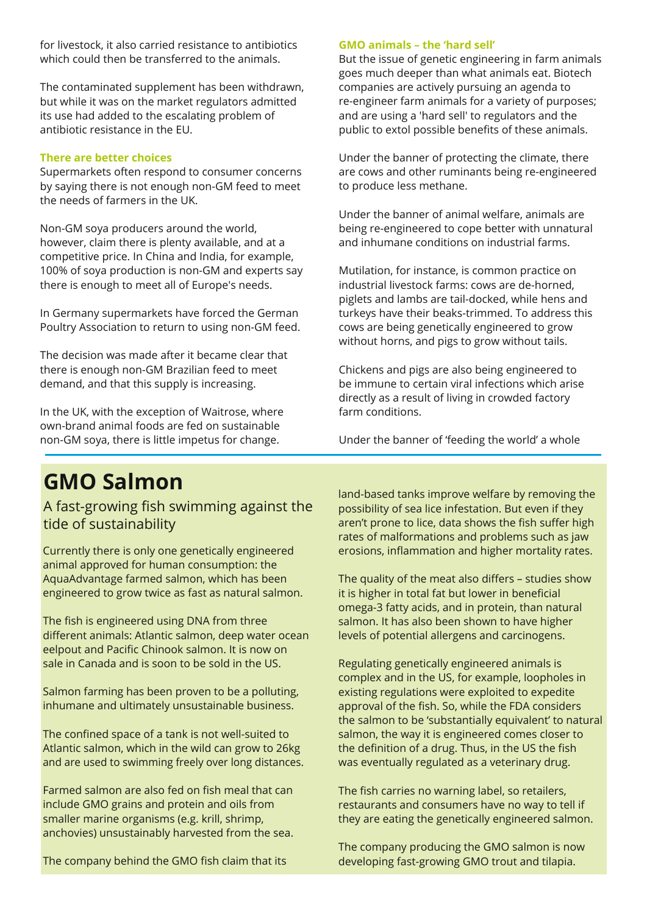for livestock, it also carried resistance to antibiotics which could then be transferred to the animals.

The contaminated supplement has been withdrawn, but while it was on the market regulators admitted its use had added to the escalating problem of antibiotic resistance in the EU.

### There are better choices

Supermarkets often respond to consumer concerns by saying there is not enough non-GM feed to meet the needs of farmers in the UK.

Non-GM soya producers around the world, however, claim there is plenty available, and at a competitive price. In China and India, for example, 100% of soya production is non-GM and experts say there is enough to meet all of Europe's needs.

In Germany supermarkets have forced the German Poultry Association to return to using non-GM feed.

The decision was made after it became clear that there is enough non-GM Brazilian feed to meet demand, and that this supply is increasing.

In the UK, with the exception of Waitrose, where own-brand animal foods are fed on sustainable non-GM soya, there is little impetus for change.

### GMO animals – the 'hard sell'

But the issue of genetic engineering in farm animals goes much deeper than what animals eat. Biotech companies are actively pursuing an agenda to re-engineer farm animals for a variety of purposes; and are using a 'hard sell' to regulators and the public to extol possible benefits of these animals.

Under the banner of protecting the climate, there are cows and other ruminants being re-engineered to produce less methane.

Under the banner of animal welfare, animals are being re-engineered to cope better with unnatural and inhumane conditions on industrial farms.

Mutilation, for instance, is common practice on industrial livestock farms: cows are de-horned, piglets and lambs are tail-docked, while hens and turkeys have their beaks-trimmed. To address this cows are being genetically engineered to grow without horns, and pigs to grow without tails.

Chickens and pigs are also being engineered to be immune to certain viral infections which arise directly as a result of living in crowded factory farm conditions.

Under the banner of 'feeding the world' a whole

## GMO Salmon

A fast-growing fish swimming against the tide of sustainability

Currently there is only one genetically engineered animal approved for human consumption: the AquaAdvantage farmed salmon, which has been engineered to grow twice as fast as natural salmon.

The fish is engineered using DNA from three different animals: Atlantic salmon, deep water ocean eelpout and Pacific Chinook salmon. It is now on sale in Canada and is soon to be sold in the US.

Salmon farming has been proven to be a polluting, inhumane and ultimately unsustainable business.

The confined space of a tank is not well-suited to Atlantic salmon, which in the wild can grow to 26kg and are used to swimming freely over long distances.

Farmed salmon are also fed on fish meal that can include GMO grains and protein and oils from smaller marine organisms (e.g. krill, shrimp, anchovies) unsustainably harvested from the sea.

The company behind the GMO fish claim that its land-based tanks improve welfare by removing the possibility of sea lice infestation. But even if they aren't prone to lice, data shows the fish suffer high rates of malformations and problems such as jaw erosions, inflammation and higher mortality rates.

The quality of the meat also differs – studies show it is higher in total fat but lower in beneficial omega-3 fatty acids, and in protein, than natural salmon. It has also been shown to have higher levels of potential allergens and carcinogens.

Regulating genetically engineered animals is complex and in the US, for example, loopholes in existing regulations were exploited to expedite approval of the fish. So, while the FDA considers the salmon to be 'substantially equivalent' to natural salmon, the way it is engineered comes closer to the definition of a drug. Thus, in the US the fish was eventually regulated as a veterinary drug.

The fish carries no warning label, so retailers, restaurants and consumers have no way to tell if they are eating the genetically engineered salmon.

The company producing the GMO salmon is now developing fast-growing GMO trout and tilapia.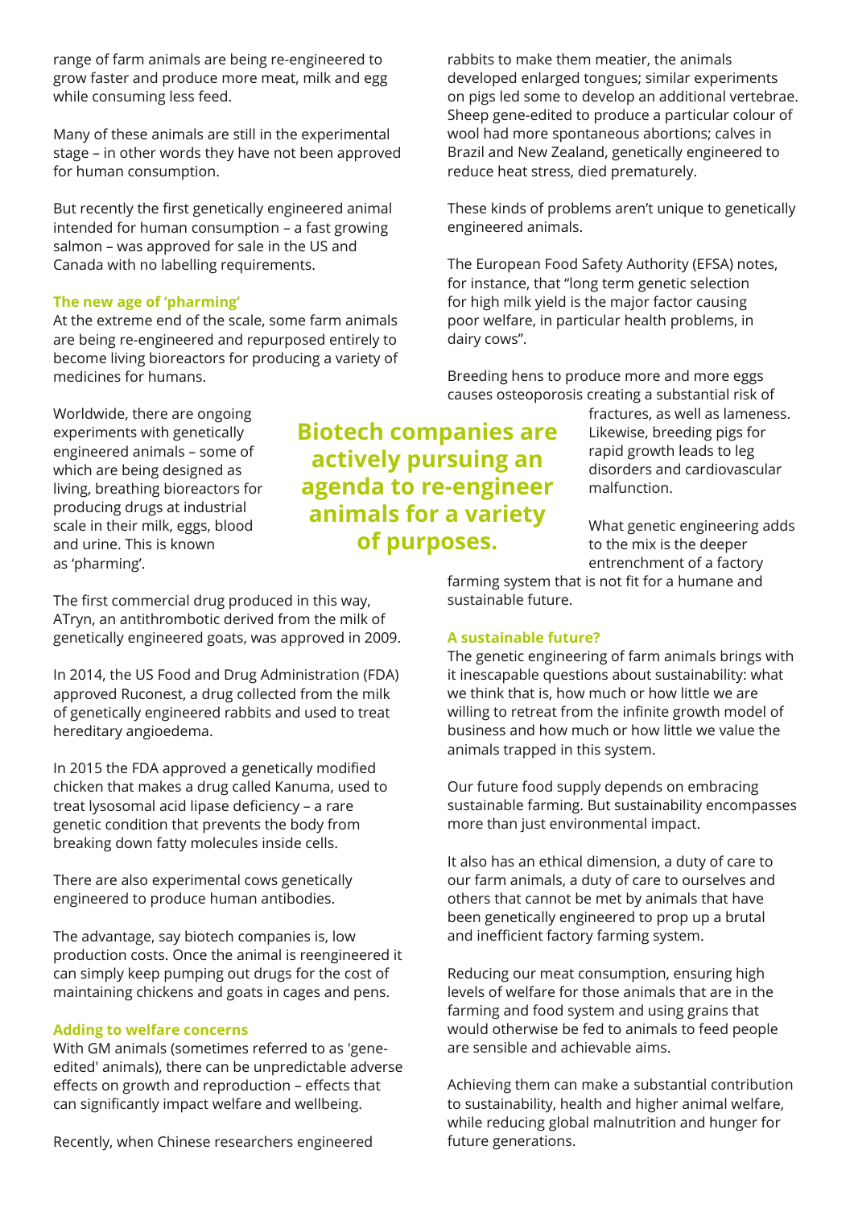range of farm animals are being re-engineered to grow faster and produce more meat, milk and egg while consuming less feed.

Many of these animals are still in the experimental stage – in other words they have not been approved for human consumption.

But recently the first genetically engineered animal intended for human consumption – a fast growing salmon – was approved for sale in the US and Canada with no labelling requirements.

### The new age of 'pharming'

At the extreme end of the scale, some farm animals are being re-engineered and repurposed entirely to become living bioreactors for producing a variety of medicines for humans.

Worldwide, there are ongoing experiments with genetically engineered animals – some of which are being designed as living, breathing bioreactors for producing drugs at industrial scale in their milk, eggs, blood and urine. This is known as 'pharming'.

**Biotech companies are actively pursuing an agenda to re-engineer animals for a variety of purposes.**

The first commercial drug produced in this way, ATryn, an antithrombotic derived from the milk of genetically engineered goats, was approved in 2009.

In 2014, the US Food and Drug Administration (FDA) approved Ruconest, a drug collected from the milk of genetically engineered rabbits and used to treat hereditary angioedema.

In 2015 the FDA approved a genetically modified chicken that makes a drug called Kanuma, used to treat lysosomal acid lipase deficiency – a rare genetic condition that prevents the body from breaking down fatty molecules inside cells.

There are also experimental cows genetically engineered to produce human antibodies.

The advantage, say biotech companies is, low production costs. Once the animal is reengineered it can simply keep pumping out drugs for the cost of maintaining chickens and goats in cages and pens.

### Adding to welfare concerns

With GM animals (sometimes referred to as 'gene-edited' animals), there can be unpredictable adverse effects on growth and reproduction – effects that can significantly impact welfare and wellbeing.

Recently, when Chinese researchers engineered rabbits to make them meatier, the animals developed enlarged tongues; similar experiments on pigs led some to develop an additional vertebrae. Sheep gene-edited to produce a particular colour of wool had more spontaneous abortions; calves in Brazil and New Zealand, genetically engineered to reduce heat stress, died prematurely.

These kinds of problems aren't unique to genetically engineered animals.

The European Food Safety Authority (EFSA) notes, for instance, that "long term genetic selection for high milk yield is the major factor causing poor welfare, in particular health problems, in dairy cows".

Breeding hens to produce more and more eggs causes osteoporosis creating a substantial risk of fractures, as well as lameness. Likewise, breeding pigs for rapid growth leads to leg disorders and cardiovascular malfunction.

What genetic engineering adds to the mix is the deeper entrenchment of a factory farming system that is not fit for a humane and sustainable future.

### A sustainable future?

The genetic engineering of farm animals brings with it inescapable questions about sustainability: what we think that is, how much or how little we are willing to retreat from the infinite growth model of business and how much or how little we value the animals trapped in this system.

Our future food supply depends on embracing sustainable farming. But sustainability encompasses more than just environmental impact.

It also has an ethical dimension, a duty of care to our farm animals, a duty of care to ourselves and others that cannot be met by animals that have been genetically engineered to prop up a brutal and inefficient factory farming system.

Reducing our meat consumption, ensuring high levels of welfare for those animals that are in the farming and food system and using grains that would otherwise be fed to animals to feed people are sensible and achievable aims.

Achieving them can make a substantial contribution to sustainability, health and higher animal welfare, while reducing global malnutrition and hunger for future generations.